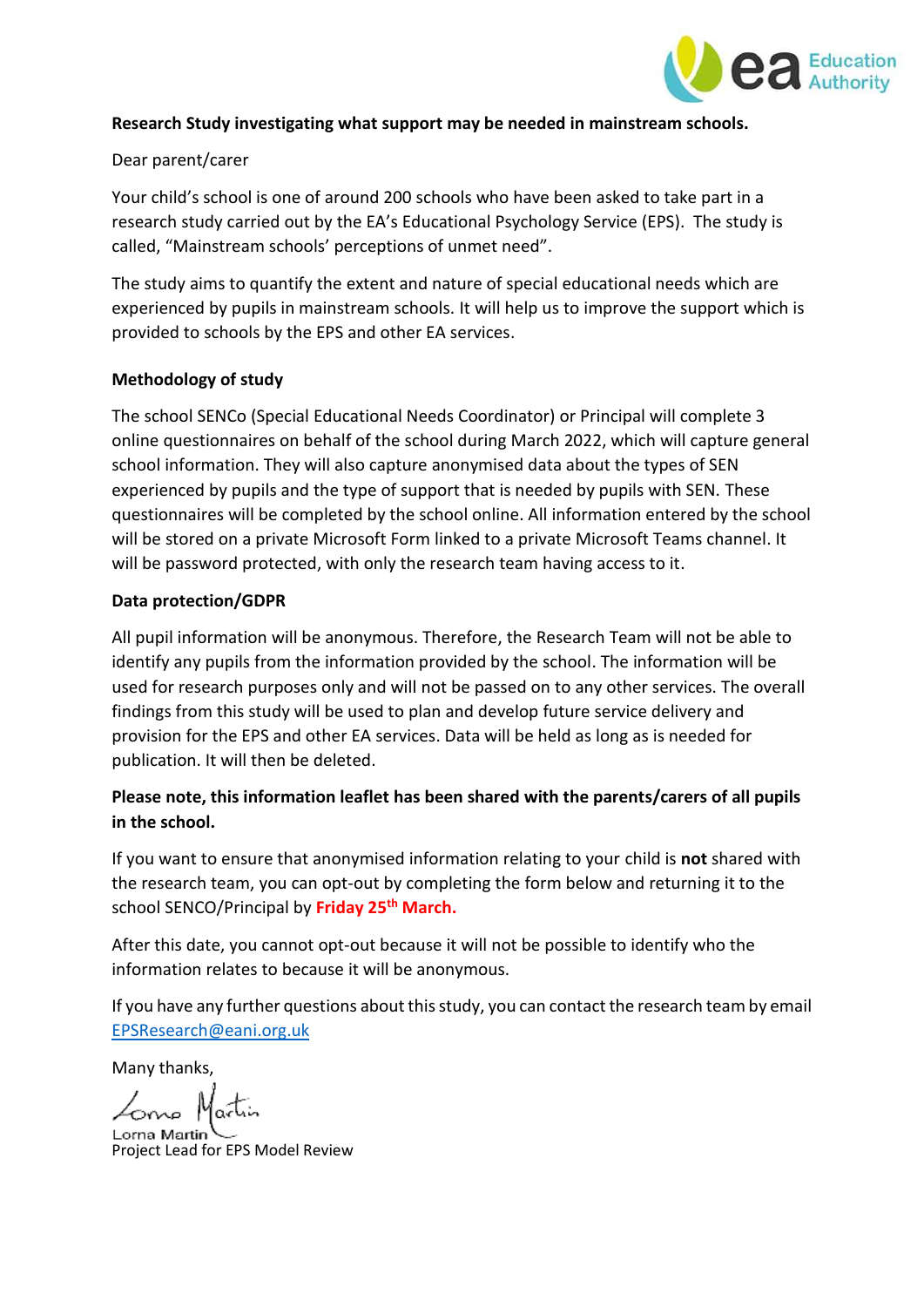**Research Study investigating what support may be needed in mainstream schools.**

Dear parent/carer

Your child's school is one of around 200 schools who have been asked to take part in a research study carried out by the EA's Educational Psychology Service (EPS). The study is called, "Mainstream schools' perceptions of unmet need".

The study aims to quantify the extent and nature of special educational needs which are experienced by pupils in mainstream schools. It will help us to improve the support which is provided to schools by the EPS and other EA services.

**Methodology of study**

The school SENCo (Special Educational Needs Coordinator) or Principal will complete 3 online questionnaires on behalf of the school during March 2022, which will capture general school information. They will also capture anonymised data about the types of SEN experienced by pupils and the type of support that is needed by pupils with SEN. These questionnaires will be completed by the school online. All information entered by the school will be stored on a private Microsoft Form linked to a private Microsoft Teams channel. It will be password protected, with only the research team having access to it.

**Data protection/GDPR**

All pupil information will be anonymous. Therefore, the Research Team will not be able to identify any pupils from the information provided by the school. The information will be used for research purposes only and will not be passed on to any other services. The overall findings from this study will be used to plan and develop future service delivery and provision for the EPS and other EA services. Data will be held as long as is needed for publication. It will then be deleted.

**Please note, this information leaflet has been shared with the parents/carers of all pupils in the school.**

If you want to ensure that anonymised information relating to your child is **not** shared with the research team, you can opt-out by completing the form below and returning it to the school SENCO/Principal by **Friday 25th March.**

After this date, you cannot opt-out because it will not be possible to identify who the information relates to because it will be anonymous.

If you have any further questions about this study, you can contact the research team by email EPSResearch@eani.org.uk

Many thanks,

Lorna Martin
Project Lead for EPS Model Review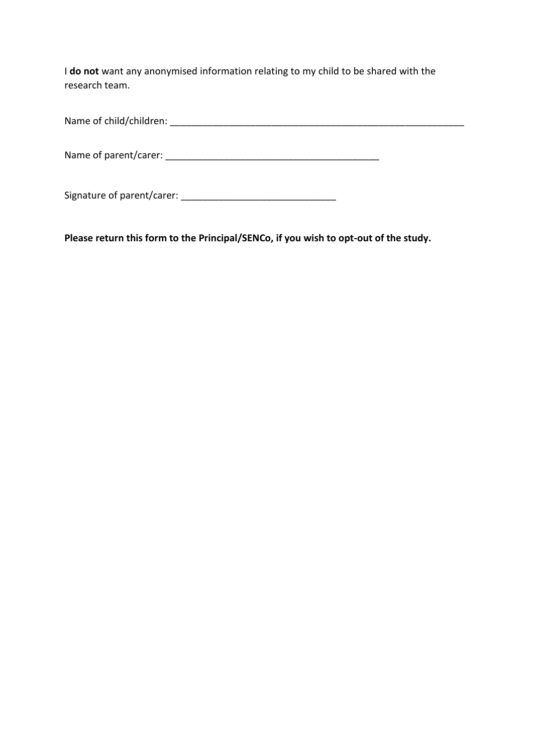I **do not** want any anonymised information relating to my child to be shared with the research team.

Name of child/children: ___________________________________________________________

Name of parent/carer: ___________________________________________

Signature of parent/carer: _____________________________

**Please return this form to the Principal/SENCo, if you wish to opt-out of the study.**